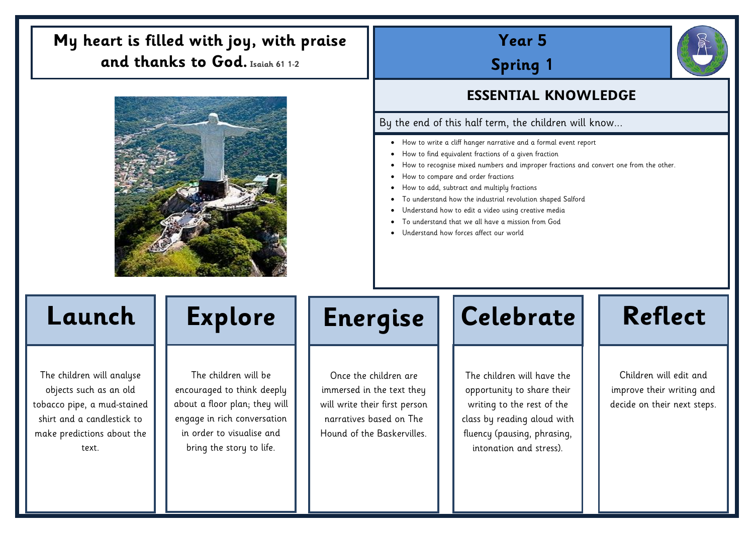**My heart is filled with joy, with praise and thanks to God.** Isaiah 61 1-2

# Year 5
# Spring 1

## ESSENTIAL KNOWLEDGE

By the end of this half term, the children will know…

- How to write a cliff hanger narrative and a formal event report
- How to find equivalent fractions of a given fraction
- How to recognise mixed numbers and improper fractions and convert one from the other.
- How to compare and order fractions
- How to add, subtract and multiply fractions
- To understand how the industrial revolution shaped Salford
- Understand how to edit a video using creative media
- To understand that we all have a mission from God
- Understand how forces affect our world

## Launch

The children will analyse objects such as an old tobacco pipe, a mud-stained shirt and a candlestick to make predictions about the text.

## Explore

The children will be encouraged to think deeply about a floor plan; they will engage in rich conversation in order to visualise and bring the story to life.

## Energise

Once the children are immersed in the text they will write their first person narratives based on The Hound of the Baskervilles.

## Celebrate

The children will have the opportunity to share their writing to the rest of the class by reading aloud with fluency (pausing, phrasing, intonation and stress).

## Reflect

Children will edit and improve their writing and decide on their next steps.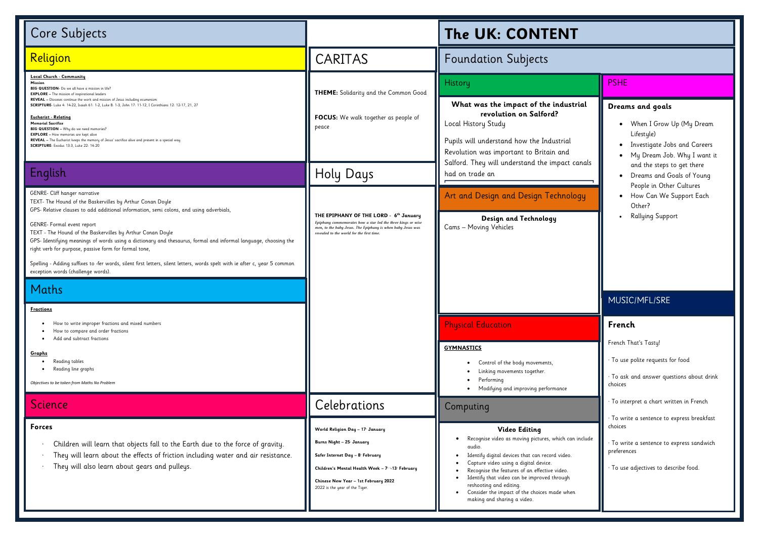# The UK: CONTENT

## Core Subjects

### Religion

**Local Church - Community**
**Mission**
**BIG QUESTION**- Do we all have a mission in life?
**EXPLORE** – The mission of inspirational leaders
**REVEAL** – Dioceses continue the work and mission of Jesus including ecumenism
**SCRIPTURE**- Luke 4: 14-22, Isaiah 61: 1-2, Luke 8: 1-3, John 17: 11-12, I Corinthians 12: 12-17, 21, 27

**Eucharist - Relating**
**Memorial Sacrifice**
**BIG QUESTION** – Why do we need memories?
**EXPLORE** – How memories are kept alive
**REVEAL** – The Eucharist keeps the memory of Jesus' sacrifice alive and present in a special way
**SCRIPTURE**- Exodus 13:3, Luke 22: 14-20

### English

GENRE- Cliff hanger narrative
TEXT- The Hound of the Baskervilles by Arthur Conan Doyle
GPS- Relative clauses to add additional information, semi colons, and using adverbials,

GENRE- Formal event report
TEXT - The Hound of the Baskervilles by Arthur Conan Doyle
GPS- Identifying meanings of words using a dictionary and thesaurus, formal and informal language, choosing the right verb for purpose, passive form for formal tone,

Spelling - Adding suffixes to -fer words, silent first letters, silent letters, words spelt with ie after c, year 5 common exception words (challenge words).

### Maths

**Fractions**

- How to write improper fractions and mixed numbers
- How to compare and order fractions
- Add and subtract fractions

**Graphs**

- Reading tables
- Reading line graphs

*Objectives to be taken from Maths No Problem*

### Science

**Forces**

- Children will learn that objects fall to the Earth due to the force of gravity.
- They will learn about the effects of friction including water and air resistance.
- They will also learn about gears and pulleys.

## CARITAS

**THEME:** Solidarity and the Common Good

**FOCUS:** We walk together as people of peace

## Holy Days

**THE EPIPHANY OF THE LORD - 6th January**
***Epiphany commemorates how a star led the three kings or wise men, to the baby Jesus. The Epiphany is when baby Jesus was revealed to the world for the first time.***

## Celebrations

**World Religion Day – 17 January**

**Burns Night – 25 January**

**Safer Internet Day – 8 February**

**Children's Mental Health Week – 7 -13 February**

**Chinese New Year – 1st February 2022**
2022 is the year of the Tiger.

## Foundation Subjects

### History

**What was the impact of the industrial revolution on Salford?**
Local History Study

Pupils will understand how the Industrial Revolution was important to Britain and Salford. They will understand the impact canals had on trade an

### Art and Design and Design Technology

**Design and Technology**
Cams – Moving Vehicles

### Physical Education

**GYMNASTICS**

- Control of the body movements,
- Linking movements together.
- Performing
- Modifying and improving performance

### Computing

**Video Editing**

- Recognise video as moving pictures, which can include audio.
- Identify digital devices that can record video.
- Capture video using a digital device.
- Recognise the features of an effective video.
- Identify that video can be improved through reshooting and editing.
- Consider the impact of the choices made when making and sharing a video.

### PSHE

**Dreams and goals**

- When I Grow Up (My Dream Lifestyle)
- Investigate Jobs and Careers
- My Dream Job. Why I want it and the steps to get there
- Dreams and Goals of Young People in Other Cultures
- How Can We Support Each Other?
- Rallying Support

### MUSIC/MFL/SRE

**French**

French That's Tasty!

· To use polite requests for food

· To ask and answer questions about drink choices

· To interpret a chart written in French

· To write a sentence to express breakfast choices

· To write a sentence to express sandwich preferences

· To use adjectives to describe food.